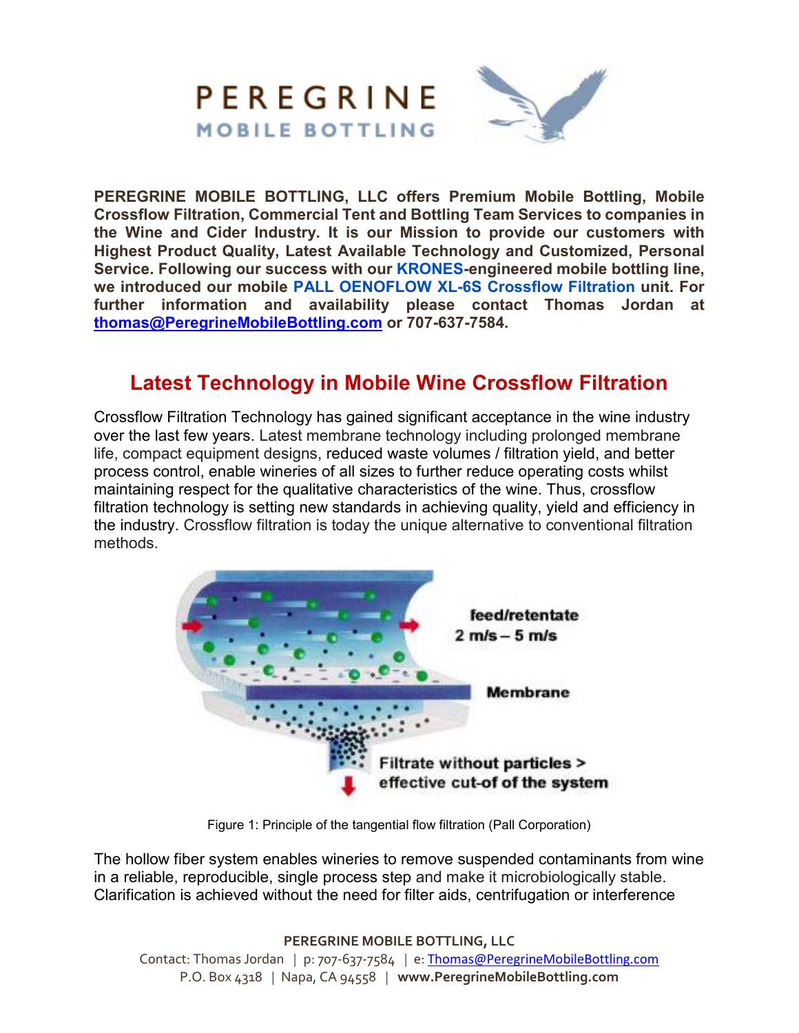# PEREGRINE
## MOBILE BOTTLING

**PEREGRINE MOBILE BOTTLING, LLC offers Premium Mobile Bottling, Mobile Crossflow Filtration, Commercial Tent and Bottling Team Services to companies in the Wine and Cider Industry. It is our Mission to provide our customers with Highest Product Quality, Latest Available Technology and Customized, Personal Service. Following our success with our KRONES-engineered mobile bottling line, we introduced our mobile PALL OENOFLOW XL-6S Crossflow Filtration unit. For further information and availability please contact Thomas Jordan at thomas@PeregrineMobileBottling.com or 707-637-7584.**

## Latest Technology in Mobile Wine Crossflow Filtration

Crossflow Filtration Technology has gained significant acceptance in the wine industry over the last few years. Latest membrane technology including prolonged membrane life, compact equipment designs, reduced waste volumes / filtration yield, and better process control, enable wineries of all sizes to further reduce operating costs whilst maintaining respect for the qualitative characteristics of the wine. Thus, crossflow filtration technology is setting new standards in achieving quality, yield and efficiency in the industry. Crossflow filtration is today the unique alternative to conventional filtration methods.

feed/retentate
2 m/s – 5 m/s

Membrane

Filtrate without particles > effective cut-of of the system

Figure 1: Principle of the tangential flow filtration (Pall Corporation)

The hollow fiber system enables wineries to remove suspended contaminants from wine in a reliable, reproducible, single process step and make it microbiologically stable. Clarification is achieved without the need for filter aids, centrifugation or interference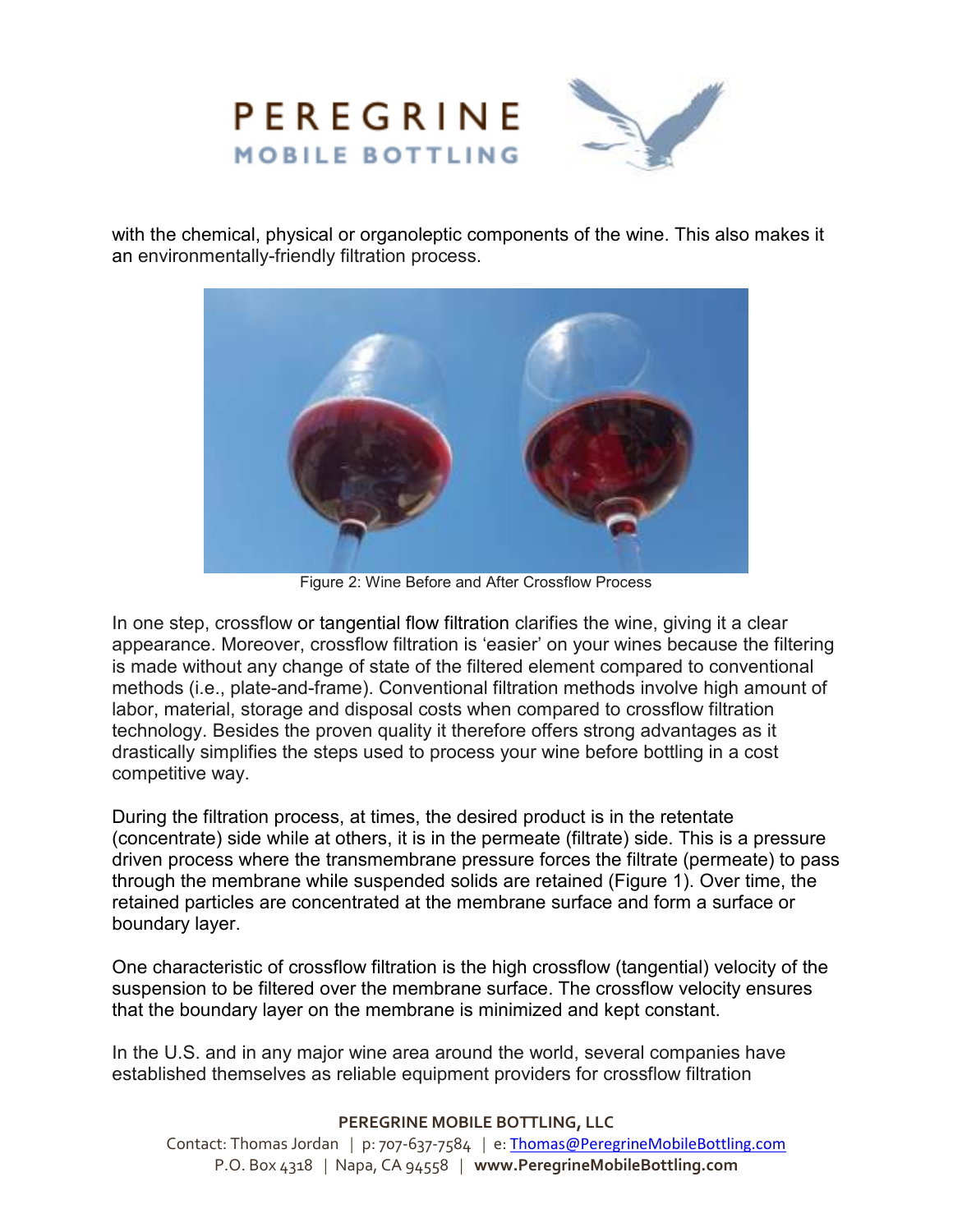with the chemical, physical or organoleptic components of the wine. This also makes it an environmentally-friendly filtration process.

Figure 2: Wine Before and After Crossflow Process

In one step, crossflow or tangential flow filtration clarifies the wine, giving it a clear appearance. Moreover, crossflow filtration is 'easier' on your wines because the filtering is made without any change of state of the filtered element compared to conventional methods (i.e., plate-and-frame). Conventional filtration methods involve high amount of labor, material, storage and disposal costs when compared to crossflow filtration technology. Besides the proven quality it therefore offers strong advantages as it drastically simplifies the steps used to process your wine before bottling in a cost competitive way.

During the filtration process, at times, the desired product is in the retentate (concentrate) side while at others, it is in the permeate (filtrate) side. This is a pressure driven process where the transmembrane pressure forces the filtrate (permeate) to pass through the membrane while suspended solids are retained (Figure 1). Over time, the retained particles are concentrated at the membrane surface and form a surface or boundary layer.

One characteristic of crossflow filtration is the high crossflow (tangential) velocity of the suspension to be filtered over the membrane surface. The crossflow velocity ensures that the boundary layer on the membrane is minimized and kept constant.

In the U.S. and in any major wine area around the world, several companies have established themselves as reliable equipment providers for crossflow filtration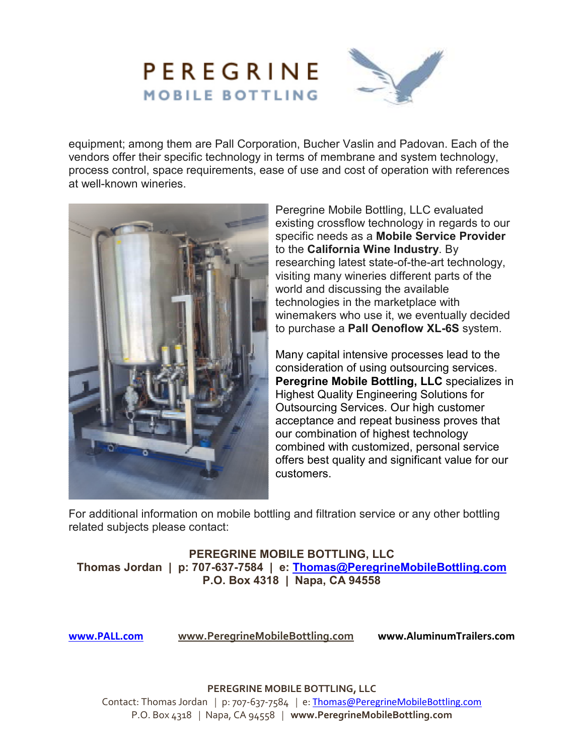equipment; among them are Pall Corporation, Bucher Vaslin and Padovan. Each of the vendors offer their specific technology in terms of membrane and system technology, process control, space requirements, ease of use and cost of operation with references at well-known wineries.

Peregrine Mobile Bottling, LLC evaluated existing crossflow technology in regards to our specific needs as a **Mobile Service Provider** to the **California Wine Industry**. By researching latest state-of-the-art technology, visiting many wineries different parts of the world and discussing the available technologies in the marketplace with winemakers who use it, we eventually decided to purchase a **Pall Oenoflow XL-6S** system.

Many capital intensive processes lead to the consideration of using outsourcing services. **Peregrine Mobile Bottling, LLC** specializes in Highest Quality Engineering Solutions for Outsourcing Services. Our high customer acceptance and repeat business proves that our combination of highest technology combined with customized, personal service offers best quality and significant value for our customers.

For additional information on mobile bottling and filtration service or any other bottling related subjects please contact:

**PEREGRINE MOBILE BOTTLING, LLC**
**Thomas Jordan | p: 707-637-7584 | e: Thomas@PeregrineMobileBottling.com**
**P.O. Box 4318 | Napa, CA 94558**

**www.PALL.com** www.PeregrineMobileBottling.com **www.AluminumTrailers.com**